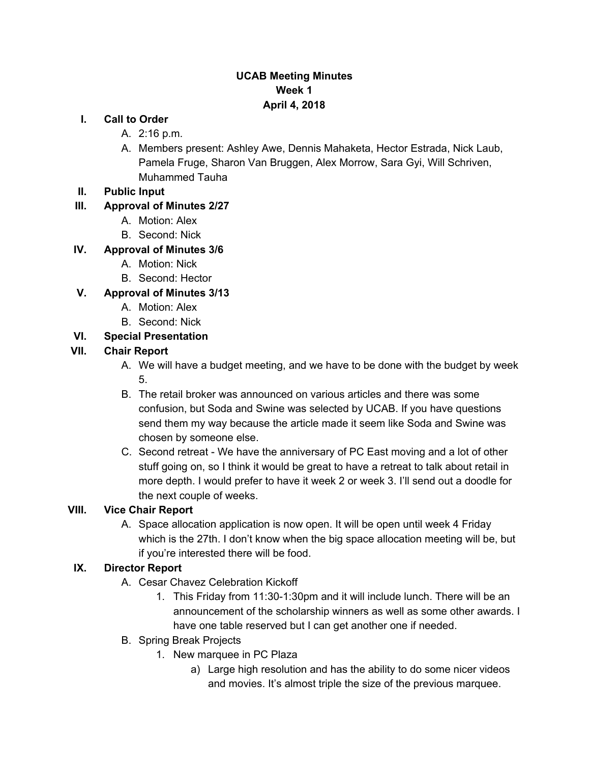**UCAB Meeting Minutes**
**Week 1**
**April 4, 2018**

I. **Call to Order**
   A. 2:16 p.m.
   A. Members present: Ashley Awe, Dennis Mahaketa, Hector Estrada, Nick Laub, Pamela Fruge, Sharon Van Bruggen, Alex Morrow, Sara Gyi, Will Schriven, Muhammed Tauha

II. **Public Input**

III. **Approval of Minutes 2/27**
   A. Motion: Alex
   B. Second: Nick

IV. **Approval of Minutes 3/6**
   A. Motion: Nick
   B. Second: Hector

V. **Approval of Minutes 3/13**
   A. Motion: Alex
   B. Second: Nick

VI. **Special Presentation**

VII. **Chair Report**
   A. We will have a budget meeting, and we have to be done with the budget by week 5.
   B. The retail broker was announced on various articles and there was some confusion, but Soda and Swine was selected by UCAB. If you have questions send them my way because the article made it seem like Soda and Swine was chosen by someone else.
   C. Second retreat - We have the anniversary of PC East moving and a lot of other stuff going on, so I think it would be great to have a retreat to talk about retail in more depth. I would prefer to have it week 2 or week 3. I'll send out a doodle for the next couple of weeks.

VIII. **Vice Chair Report**
   A. Space allocation application is now open. It will be open until week 4 Friday which is the 27th. I don't know when the big space allocation meeting will be, but if you're interested there will be food.

IX. **Director Report**
   A. Cesar Chavez Celebration Kickoff
      1. This Friday from 11:30-1:30pm and it will include lunch. There will be an announcement of the scholarship winners as well as some other awards. I have one table reserved but I can get another one if needed.
   B. Spring Break Projects
      1. New marquee in PC Plaza
         a) Large high resolution and has the ability to do some nicer videos and movies. It's almost triple the size of the previous marquee.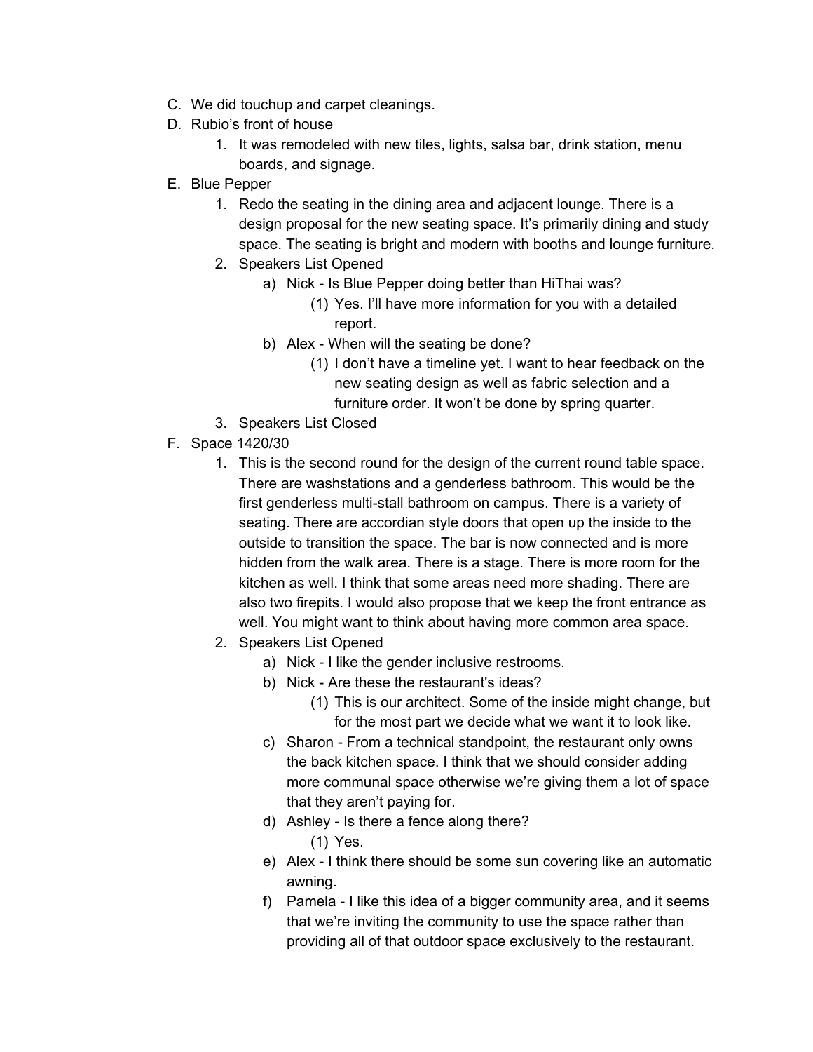C. We did touchup and carpet cleanings.

D. Rubio's front of house

    1. It was remodeled with new tiles, lights, salsa bar, drink station, menu boards, and signage.

E. Blue Pepper

    1. Redo the seating in the dining area and adjacent lounge. There is a design proposal for the new seating space. It's primarily dining and study space. The seating is bright and modern with booths and lounge furniture.
    2. Speakers List Opened
        a) Nick - Is Blue Pepper doing better than HiThai was?
            (1) Yes. I'll have more information for you with a detailed report.
        b) Alex - When will the seating be done?
            (1) I don't have a timeline yet. I want to hear feedback on the new seating design as well as fabric selection and a furniture order. It won't be done by spring quarter.
    3. Speakers List Closed

F. Space 1420/30

    1. This is the second round for the design of the current round table space. There are washstations and a genderless bathroom. This would be the first genderless multi-stall bathroom on campus. There is a variety of seating. There are accordian style doors that open up the inside to the outside to transition the space. The bar is now connected and is more hidden from the walk area. There is a stage. There is more room for the kitchen as well. I think that some areas need more shading. There are also two firepits. I would also propose that we keep the front entrance as well. You might want to think about having more common area space.
    2. Speakers List Opened
        a) Nick - I like the gender inclusive restrooms.
        b) Nick - Are these the restaurant's ideas?
            (1) This is our architect. Some of the inside might change, but for the most part we decide what we want it to look like.
        c) Sharon - From a technical standpoint, the restaurant only owns the back kitchen space. I think that we should consider adding more communal space otherwise we're giving them a lot of space that they aren't paying for.
        d) Ashley - Is there a fence along there?
            (1) Yes.
        e) Alex - I think there should be some sun covering like an automatic awning.
        f) Pamela - I like this idea of a bigger community area, and it seems that we're inviting the community to use the space rather than providing all of that outdoor space exclusively to the restaurant.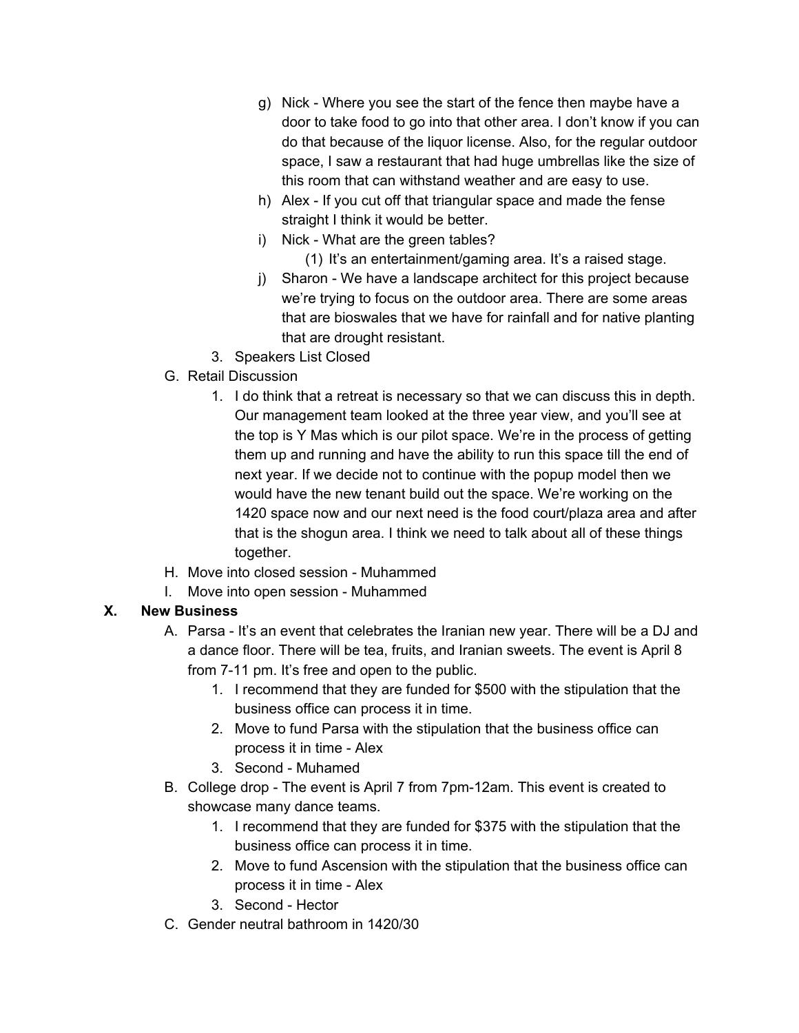g) Nick - Where you see the start of the fence then maybe have a door to take food to go into that other area. I don't know if you can do that because of the liquor license. Also, for the regular outdoor space, I saw a restaurant that had huge umbrellas like the size of this room that can withstand weather and are easy to use.

h) Alex - If you cut off that triangular space and made the fense straight I think it would be better.

i) Nick - What are the green tables?

(1) It's an entertainment/gaming area. It's a raised stage.

j) Sharon - We have a landscape architect for this project because we're trying to focus on the outdoor area. There are some areas that are bioswales that we have for rainfall and for native planting that are drought resistant.

3. Speakers List Closed

G. Retail Discussion

1. I do think that a retreat is necessary so that we can discuss this in depth. Our management team looked at the three year view, and you'll see at the top is Y Mas which is our pilot space. We're in the process of getting them up and running and have the ability to run this space till the end of next year. If we decide not to continue with the popup model then we would have the new tenant build out the space. We're working on the 1420 space now and our next need is the food court/plaza area and after that is the shogun area. I think we need to talk about all of these things together.

H. Move into closed session - Muhammed

I. Move into open session - Muhammed

## X. New Business

A. Parsa - It's an event that celebrates the Iranian new year. There will be a DJ and a dance floor. There will be tea, fruits, and Iranian sweets. The event is April 8 from 7-11 pm. It's free and open to the public.

1. I recommend that they are funded for $500 with the stipulation that the business office can process it in time.
2. Move to fund Parsa with the stipulation that the business office can process it in time - Alex
3. Second - Muhamed

B. College drop - The event is April 7 from 7pm-12am. This event is created to showcase many dance teams.

1. I recommend that they are funded for $375 with the stipulation that the business office can process it in time.
2. Move to fund Ascension with the stipulation that the business office can process it in time - Alex
3. Second - Hector

C. Gender neutral bathroom in 1420/30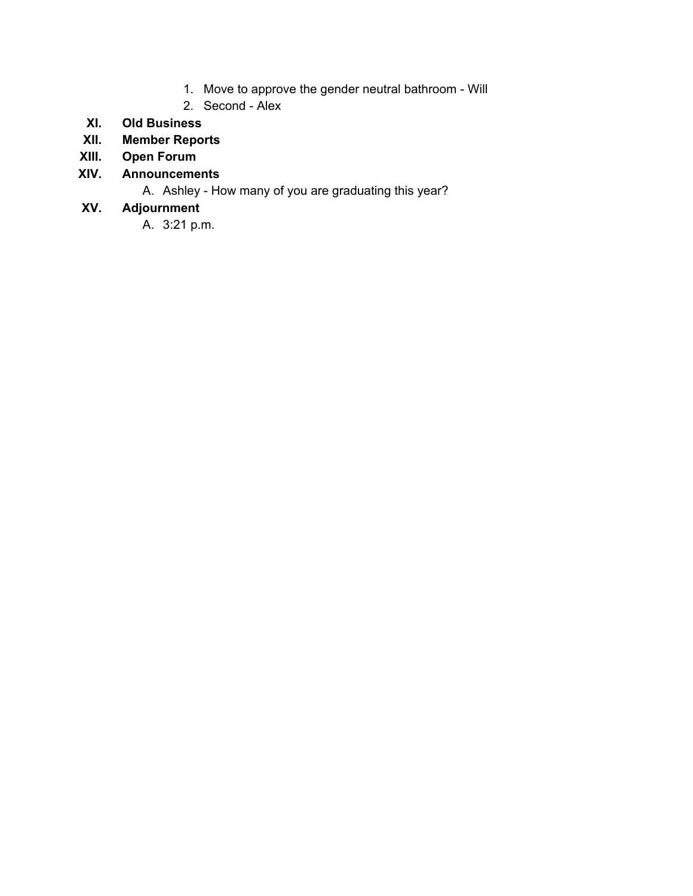1. Move to approve the gender neutral bathroom - Will
2. Second - Alex

**XI. Old Business**

**XII. Member Reports**

**XIII. Open Forum**

**XIV. Announcements**

A. Ashley - How many of you are graduating this year?

**XV. Adjournment**

A. 3:21 p.m.